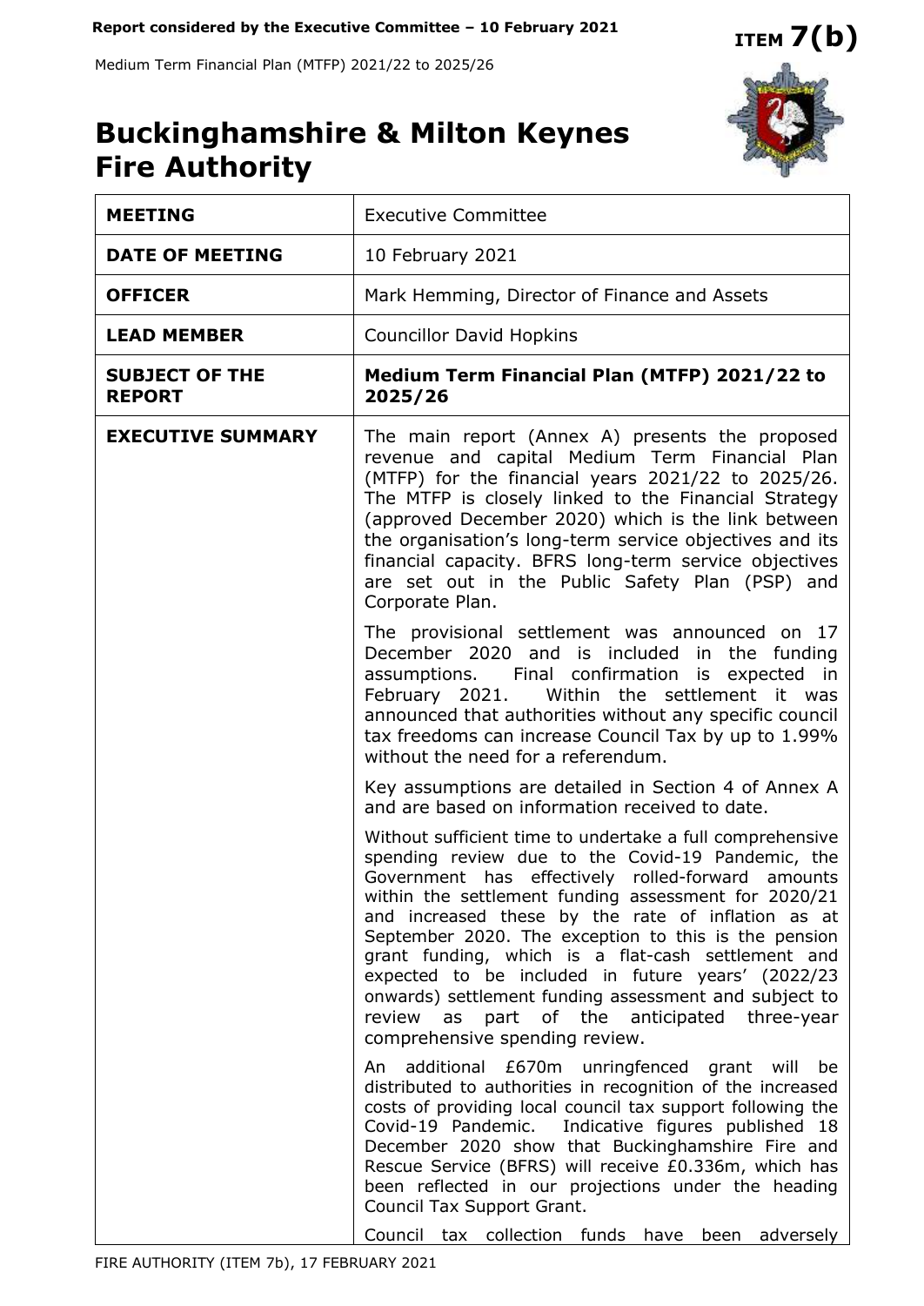**Report considered by the Executive Committee – 10 February 2021**

**ITEM 7(b)**

Medium Term Financial Plan (MTFP) 2021/22 to 2025/26

# Buckinghamshire & Milton Keynes Fire Authority

| | |
|---|---|
| **MEETING** | Executive Committee |
| **DATE OF MEETING** | 10 February 2021 |
| **OFFICER** | Mark Hemming, Director of Finance and Assets |
| **LEAD MEMBER** | Councillor David Hopkins |
| **SUBJECT OF THE REPORT** | **Medium Term Financial Plan (MTFP) 2021/22 to 2025/26** |
| **EXECUTIVE SUMMARY** | The main report (Annex A) presents the proposed revenue and capital Medium Term Financial Plan (MTFP) for the financial years 2021/22 to 2025/26. The MTFP is closely linked to the Financial Strategy (approved December 2020) which is the link between the organisation's long-term service objectives and its financial capacity. BFRS long-term service objectives are set out in the Public Safety Plan (PSP) and Corporate Plan.<br><br>The provisional settlement was announced on 17 December 2020 and is included in the funding assumptions. Final confirmation is expected in February 2021. Within the settlement it was announced that authorities without any specific council tax freedoms can increase Council Tax by up to 1.99% without the need for a referendum.<br><br>Key assumptions are detailed in Section 4 of Annex A and are based on information received to date.<br><br>Without sufficient time to undertake a full comprehensive spending review due to the Covid-19 Pandemic, the Government has effectively rolled-forward amounts within the settlement funding assessment for 2020/21 and increased these by the rate of inflation as at September 2020. The exception to this is the pension grant funding, which is a flat-cash settlement and expected to be included in future years' (2022/23 onwards) settlement funding assessment and subject to review as part of the anticipated three-year comprehensive spending review.<br><br>An additional £670m unringfenced grant will be distributed to authorities in recognition of the increased costs of providing local council tax support following the Covid-19 Pandemic. Indicative figures published 18 December 2020 show that Buckinghamshire Fire and Rescue Service (BFRS) will receive £0.336m, which has been reflected in our projections under the heading Council Tax Support Grant.<br><br>Council tax collection funds have been adversely |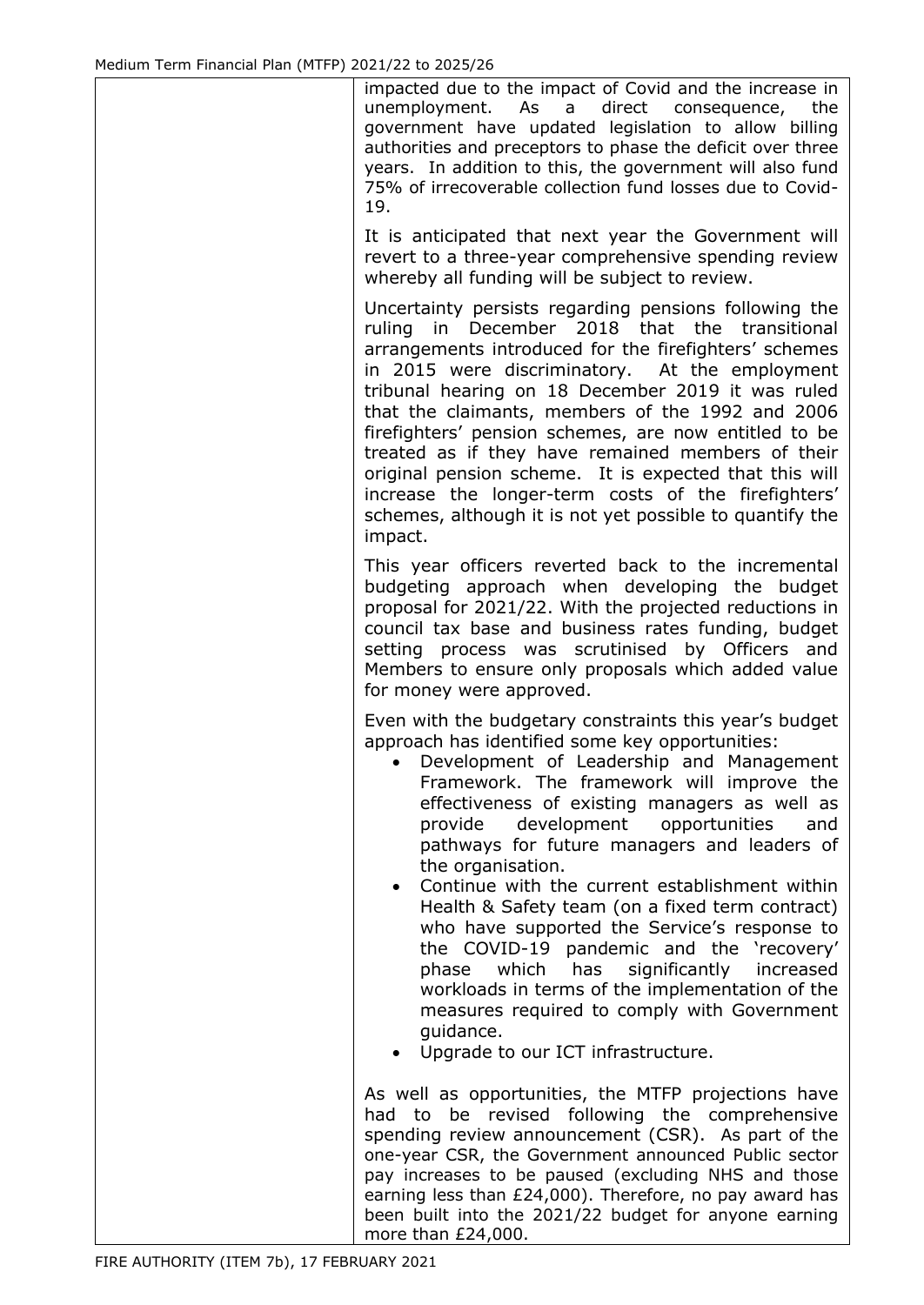| | impacted due to the impact of Covid and the increase in unemployment. As a direct consequence, the government have updated legislation to allow billing authorities and preceptors to phase the deficit over three years. In addition to this, the government will also fund 75% of irrecoverable collection fund losses due to Covid-19.<br><br>It is anticipated that next year the Government will revert to a three-year comprehensive spending review whereby all funding will be subject to review.<br><br>Uncertainty persists regarding pensions following the ruling in December 2018 that the transitional arrangements introduced for the firefighters' schemes in 2015 were discriminatory. At the employment tribunal hearing on 18 December 2019 it was ruled that the claimants, members of the 1992 and 2006 firefighters' pension schemes, are now entitled to be treated as if they have remained members of their original pension scheme. It is expected that this will increase the longer-term costs of the firefighters' schemes, although it is not yet possible to quantify the impact.<br><br>This year officers reverted back to the incremental budgeting approach when developing the budget proposal for 2021/22. With the projected reductions in council tax base and business rates funding, budget setting process was scrutinised by Officers and Members to ensure only proposals which added value for money were approved.<br><br>Even with the budgetary constraints this year's budget approach has identified some key opportunities:<br>• Development of Leadership and Management Framework. The framework will improve the effectiveness of existing managers as well as provide development opportunities and pathways for future managers and leaders of the organisation.<br>• Continue with the current establishment within Health & Safety team (on a fixed term contract) who have supported the Service's response to the COVID-19 pandemic and the 'recovery' phase which has significantly increased workloads in terms of the implementation of the measures required to comply with Government guidance.<br>• Upgrade to our ICT infrastructure.<br><br>As well as opportunities, the MTFP projections have had to be revised following the comprehensive spending review announcement (CSR). As part of the one-year CSR, the Government announced Public sector pay increases to be paused (excluding NHS and those earning less than £24,000). Therefore, no pay award has been built into the 2021/22 budget for anyone earning more than £24,000. |
|---|---|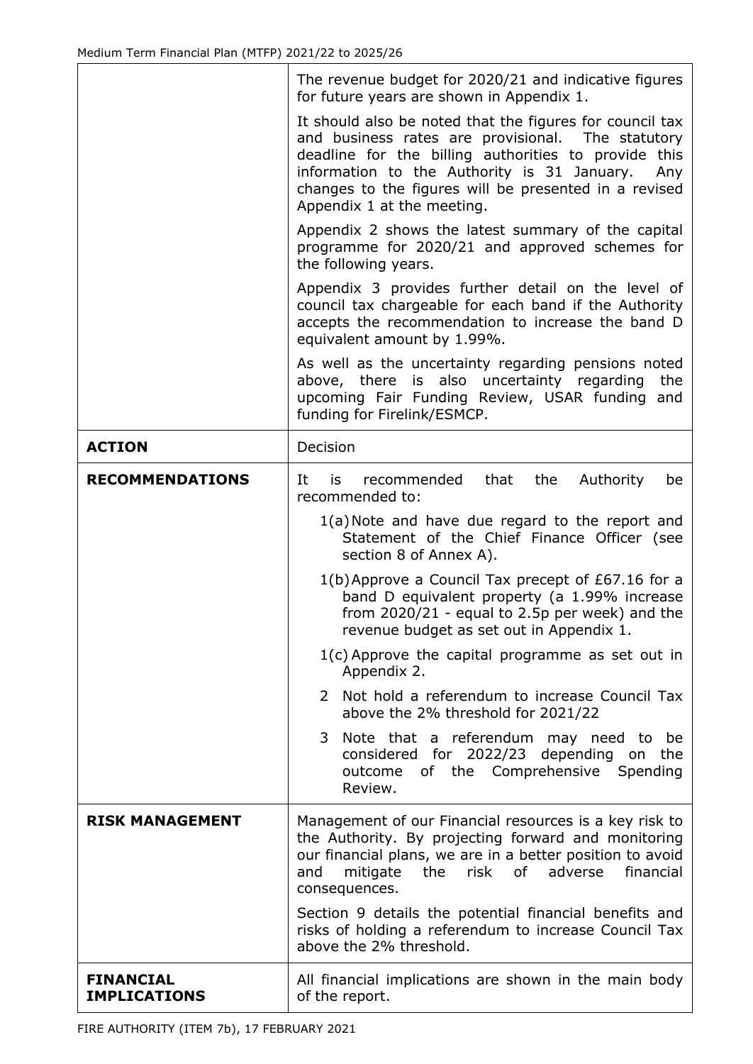| | |
|---|---|
| | The revenue budget for 2020/21 and indicative figures for future years are shown in Appendix 1.<br><br>It should also be noted that the figures for council tax and business rates are provisional. The statutory deadline for the billing authorities to provide this information to the Authority is 31 January. Any changes to the figures will be presented in a revised Appendix 1 at the meeting.<br><br>Appendix 2 shows the latest summary of the capital programme for 2020/21 and approved schemes for the following years.<br><br>Appendix 3 provides further detail on the level of council tax chargeable for each band if the Authority accepts the recommendation to increase the band D equivalent amount by 1.99%.<br><br>As well as the uncertainty regarding pensions noted above, there is also uncertainty regarding the upcoming Fair Funding Review, USAR funding and funding for Firelink/ESMCP. |
| **ACTION** | Decision |
| **RECOMMENDATIONS** | It is recommended that the Authority be recommended to:<br><br>1(a) Note and have due regard to the report and Statement of the Chief Finance Officer (see section 8 of Annex A).<br><br>1(b) Approve a Council Tax precept of £67.16 for a band D equivalent property (a 1.99% increase from 2020/21 - equal to 2.5p per week) and the revenue budget as set out in Appendix 1.<br><br>1(c) Approve the capital programme as set out in Appendix 2.<br><br>2 Not hold a referendum to increase Council Tax above the 2% threshold for 2021/22<br><br>3 Note that a referendum may need to be considered for 2022/23 depending on the outcome of the Comprehensive Spending Review. |
| **RISK MANAGEMENT** | Management of our Financial resources is a key risk to the Authority. By projecting forward and monitoring our financial plans, we are in a better position to avoid and mitigate the risk of adverse financial consequences.<br><br>Section 9 details the potential financial benefits and risks of holding a referendum to increase Council Tax above the 2% threshold. |
| **FINANCIAL IMPLICATIONS** | All financial implications are shown in the main body of the report. |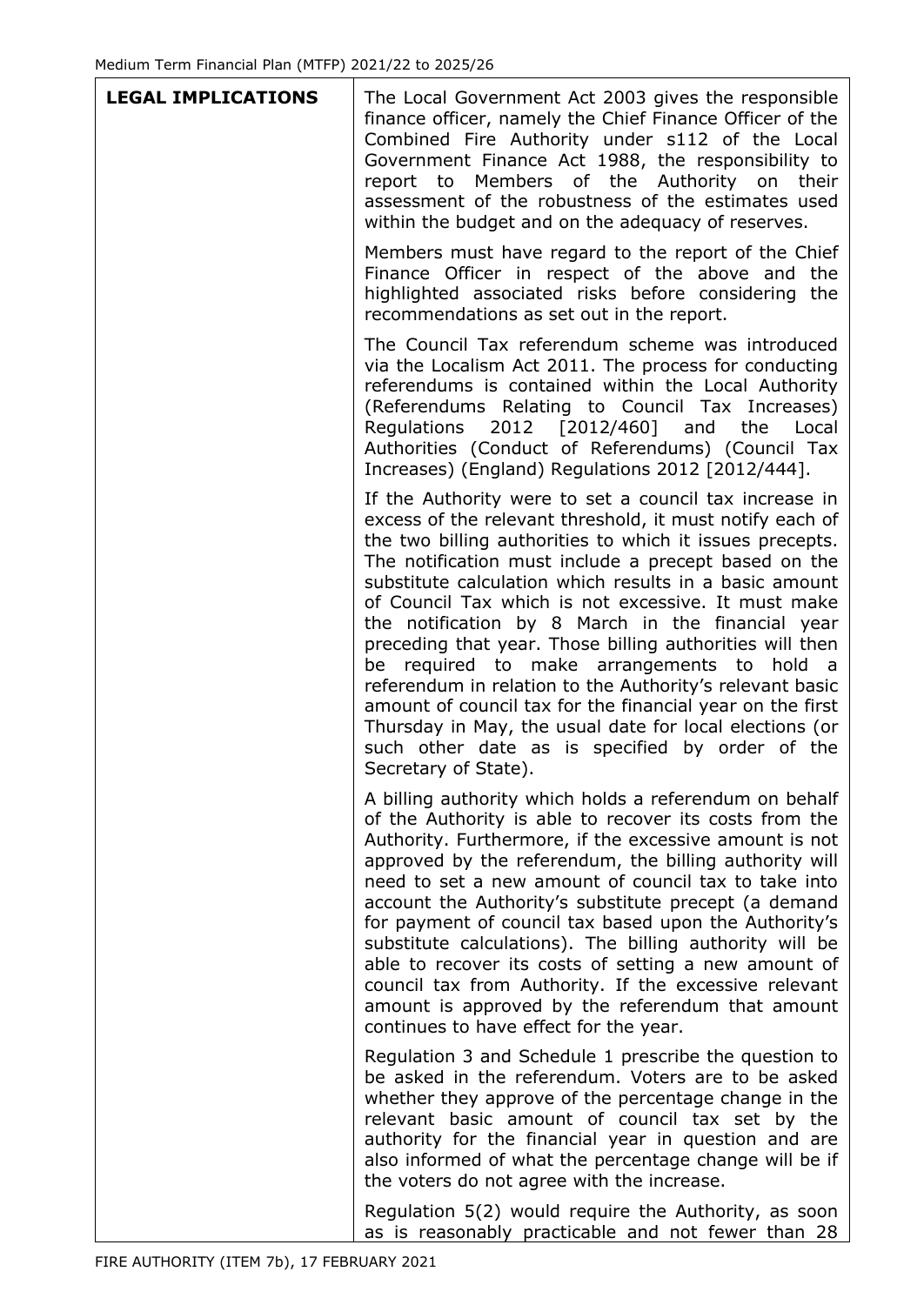| **LEGAL IMPLICATIONS** | The Local Government Act 2003 gives the responsible finance officer, namely the Chief Finance Officer of the Combined Fire Authority under s112 of the Local Government Finance Act 1988, the responsibility to report to Members of the Authority on their assessment of the robustness of the estimates used within the budget and on the adequacy of reserves.<br><br>Members must have regard to the report of the Chief Finance Officer in respect of the above and the highlighted associated risks before considering the recommendations as set out in the report.<br><br>The Council Tax referendum scheme was introduced via the Localism Act 2011. The process for conducting referendums is contained within the Local Authority (Referendums Relating to Council Tax Increases) Regulations 2012 [2012/460] and the Local Authorities (Conduct of Referendums) (Council Tax Increases) (England) Regulations 2012 [2012/444].<br><br>If the Authority were to set a council tax increase in excess of the relevant threshold, it must notify each of the two billing authorities to which it issues precepts. The notification must include a precept based on the substitute calculation which results in a basic amount of Council Tax which is not excessive. It must make the notification by 8 March in the financial year preceding that year. Those billing authorities will then be required to make arrangements to hold a referendum in relation to the Authority's relevant basic amount of council tax for the financial year on the first Thursday in May, the usual date for local elections (or such other date as is specified by order of the Secretary of State).<br><br>A billing authority which holds a referendum on behalf of the Authority is able to recover its costs from the Authority. Furthermore, if the excessive amount is not approved by the referendum, the billing authority will need to set a new amount of council tax to take into account the Authority's substitute precept (a demand for payment of council tax based upon the Authority's substitute calculations). The billing authority will be able to recover its costs of setting a new amount of council tax from Authority. If the excessive relevant amount is approved by the referendum that amount continues to have effect for the year.<br><br>Regulation 3 and Schedule 1 prescribe the question to be asked in the referendum. Voters are to be asked whether they approve of the percentage change in the relevant basic amount of council tax set by the authority for the financial year in question and are also informed of what the percentage change will be if the voters do not agree with the increase.<br><br>Regulation 5(2) would require the Authority, as soon as is reasonably practicable and not fewer than 28 |
|---|---|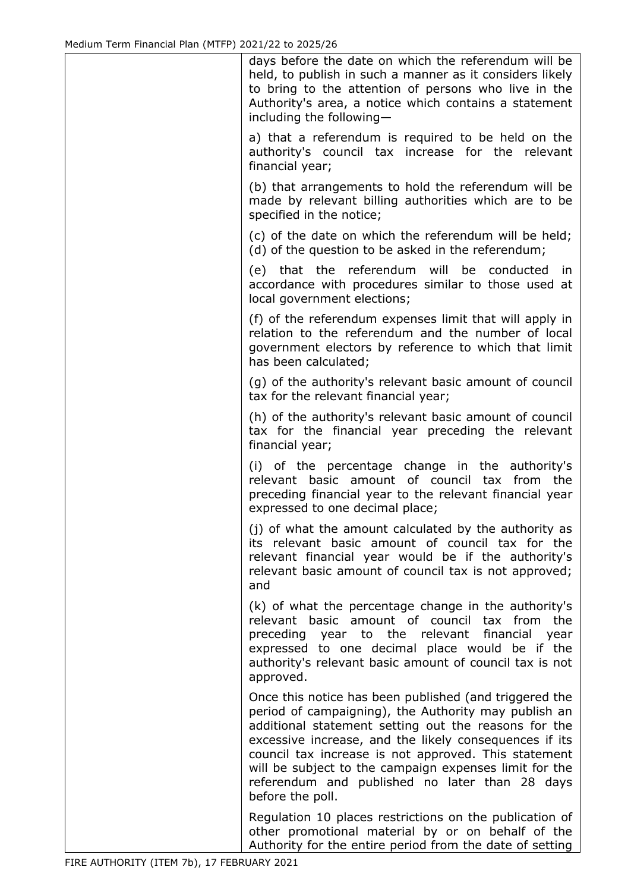| | |
|---|---|
| | days before the date on which the referendum will be held, to publish in such a manner as it considers likely to bring to the attention of persons who live in the Authority's area, a notice which contains a statement including the following—<br><br>a) that a referendum is required to be held on the authority's council tax increase for the relevant financial year;<br><br>(b) that arrangements to hold the referendum will be made by relevant billing authorities which are to be specified in the notice;<br><br>(c) of the date on which the referendum will be held;<br>(d) of the question to be asked in the referendum;<br><br>(e) that the referendum will be conducted in accordance with procedures similar to those used at local government elections;<br><br>(f) of the referendum expenses limit that will apply in relation to the referendum and the number of local government electors by reference to which that limit has been calculated;<br><br>(g) of the authority's relevant basic amount of council tax for the relevant financial year;<br><br>(h) of the authority's relevant basic amount of council tax for the financial year preceding the relevant financial year;<br><br>(i) of the percentage change in the authority's relevant basic amount of council tax from the preceding financial year to the relevant financial year expressed to one decimal place;<br><br>(j) of what the amount calculated by the authority as its relevant basic amount of council tax for the relevant financial year would be if the authority's relevant basic amount of council tax is not approved; and<br><br>(k) of what the percentage change in the authority's relevant basic amount of council tax from the preceding year to the relevant financial year expressed to one decimal place would be if the authority's relevant basic amount of council tax is not approved.<br><br>Once this notice has been published (and triggered the period of campaigning), the Authority may publish an additional statement setting out the reasons for the excessive increase, and the likely consequences if its council tax increase is not approved. This statement will be subject to the campaign expenses limit for the referendum and published no later than 28 days before the poll.<br><br>Regulation 10 places restrictions on the publication of other promotional material by or on behalf of the Authority for the entire period from the date of setting |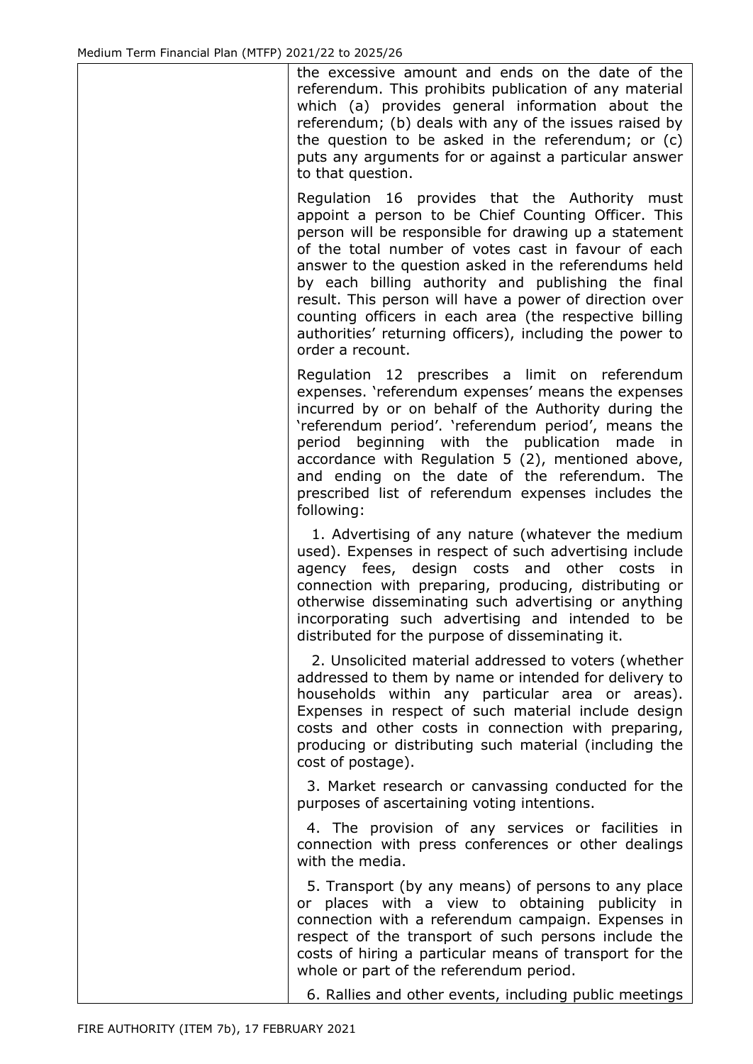| | |
|---|---|
| | the excessive amount and ends on the date of the referendum. This prohibits publication of any material which (a) provides general information about the referendum; (b) deals with any of the issues raised by the question to be asked in the referendum; or (c) puts any arguments for or against a particular answer to that question.<br><br>Regulation 16 provides that the Authority must appoint a person to be Chief Counting Officer. This person will be responsible for drawing up a statement of the total number of votes cast in favour of each answer to the question asked in the referendums held by each billing authority and publishing the final result. This person will have a power of direction over counting officers in each area (the respective billing authorities' returning officers), including the power to order a recount.<br><br>Regulation 12 prescribes a limit on referendum expenses. 'referendum expenses' means the expenses incurred by or on behalf of the Authority during the 'referendum period'. 'referendum period', means the period beginning with the publication made in accordance with Regulation 5 (2), mentioned above, and ending on the date of the referendum. The prescribed list of referendum expenses includes the following:<br><br>1. Advertising of any nature (whatever the medium used). Expenses in respect of such advertising include agency fees, design costs and other costs in connection with preparing, producing, distributing or otherwise disseminating such advertising or anything incorporating such advertising and intended to be distributed for the purpose of disseminating it.<br><br>2. Unsolicited material addressed to voters (whether addressed to them by name or intended for delivery to households within any particular area or areas). Expenses in respect of such material include design costs and other costs in connection with preparing, producing or distributing such material (including the cost of postage).<br><br>3. Market research or canvassing conducted for the purposes of ascertaining voting intentions.<br><br>4. The provision of any services or facilities in connection with press conferences or other dealings with the media.<br><br>5. Transport (by any means) of persons to any place or places with a view to obtaining publicity in connection with a referendum campaign. Expenses in respect of the transport of such persons include the costs of hiring a particular means of transport for the whole or part of the referendum period.<br><br>6. Rallies and other events, including public meetings |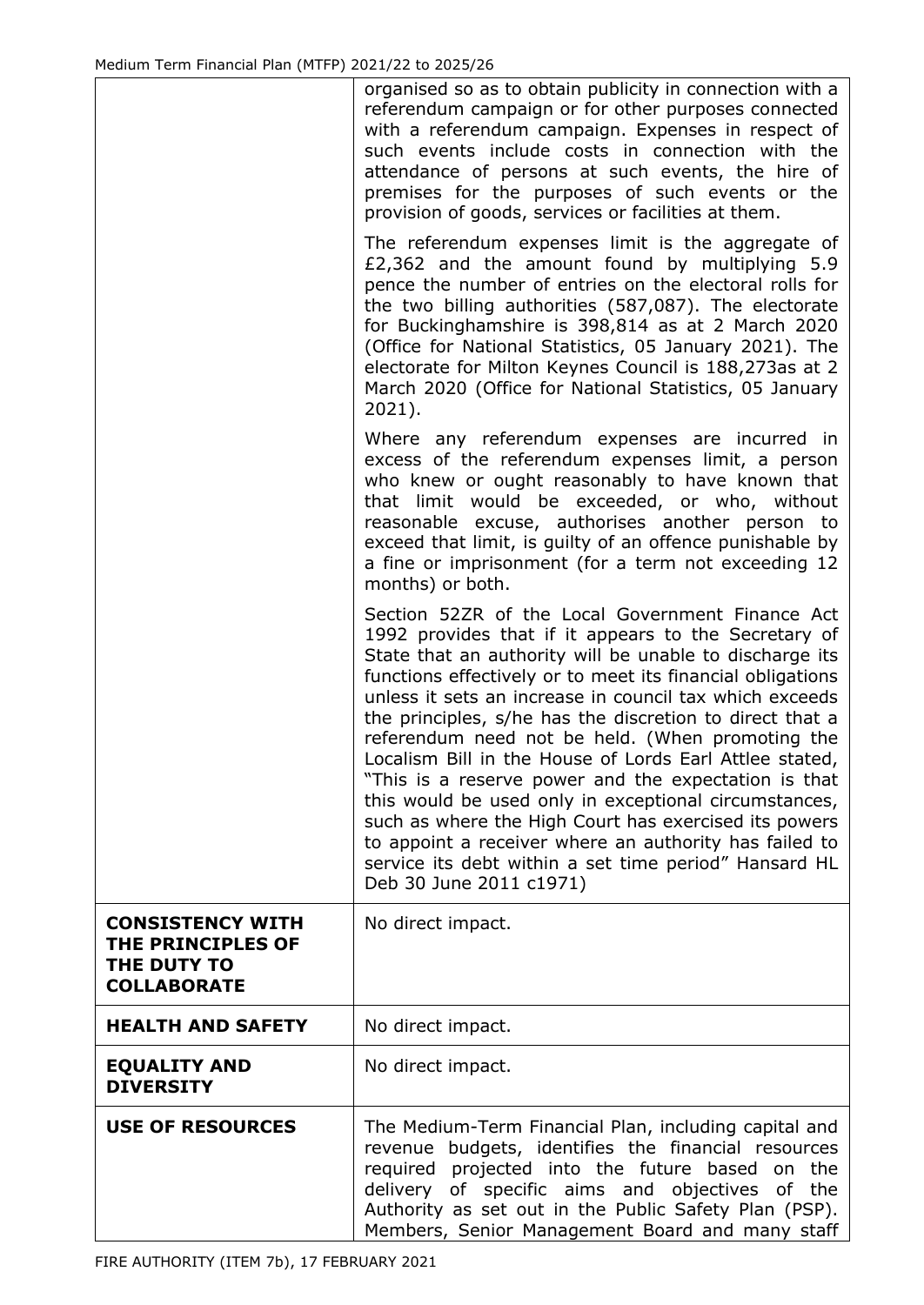| | |
|---|---|
| | organised so as to obtain publicity in connection with a referendum campaign or for other purposes connected with a referendum campaign. Expenses in respect of such events include costs in connection with the attendance of persons at such events, the hire of premises for the purposes of such events or the provision of goods, services or facilities at them.<br><br>The referendum expenses limit is the aggregate of £2,362 and the amount found by multiplying 5.9 pence the number of entries on the electoral rolls for the two billing authorities (587,087). The electorate for Buckinghamshire is 398,814 as at 2 March 2020 (Office for National Statistics, 05 January 2021). The electorate for Milton Keynes Council is 188,273as at 2 March 2020 (Office for National Statistics, 05 January 2021).<br><br>Where any referendum expenses are incurred in excess of the referendum expenses limit, a person who knew or ought reasonably to have known that that limit would be exceeded, or who, without reasonable excuse, authorises another person to exceed that limit, is guilty of an offence punishable by a fine or imprisonment (for a term not exceeding 12 months) or both.<br><br>Section 52ZR of the Local Government Finance Act 1992 provides that if it appears to the Secretary of State that an authority will be unable to discharge its functions effectively or to meet its financial obligations unless it sets an increase in council tax which exceeds the principles, s/he has the discretion to direct that a referendum need not be held. (When promoting the Localism Bill in the House of Lords Earl Attlee stated, "This is a reserve power and the expectation is that this would be used only in exceptional circumstances, such as where the High Court has exercised its powers to appoint a receiver where an authority has failed to service its debt within a set time period" Hansard HL Deb 30 June 2011 c1971) |
| **CONSISTENCY WITH THE PRINCIPLES OF THE DUTY TO COLLABORATE** | No direct impact. |
| **HEALTH AND SAFETY** | No direct impact. |
| **EQUALITY AND DIVERSITY** | No direct impact. |
| **USE OF RESOURCES** | The Medium-Term Financial Plan, including capital and revenue budgets, identifies the financial resources required projected into the future based on the delivery of specific aims and objectives of the Authority as set out in the Public Safety Plan (PSP). Members, Senior Management Board and many staff |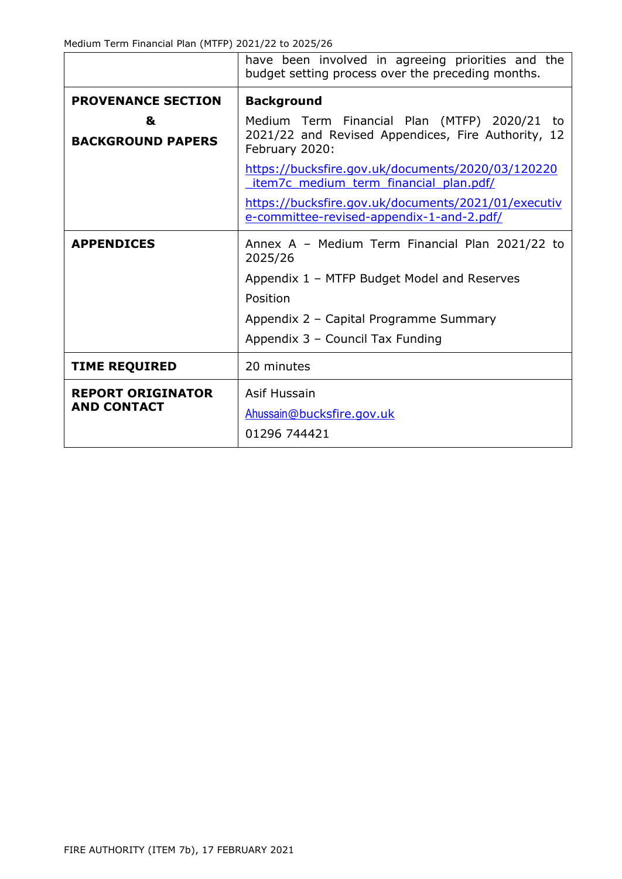| | |
|---|---|
| | have been involved in agreeing priorities and the budget setting process over the preceding months. |
| **PROVENANCE SECTION & BACKGROUND PAPERS** | **Background**<br><br>Medium Term Financial Plan (MTFP) 2020/21 to 2021/22 and Revised Appendices, Fire Authority, 12 February 2020:<br><br>https://bucksfire.gov.uk/documents/2020/03/120220_item7c_medium_term_financial_plan.pdf/<br><br>https://bucksfire.gov.uk/documents/2021/01/executive-committee-revised-appendix-1-and-2.pdf/ |
| **APPENDICES** | Annex A – Medium Term Financial Plan 2021/22 to 2025/26<br><br>Appendix 1 – MTFP Budget Model and Reserves Position<br><br>Appendix 2 – Capital Programme Summary<br><br>Appendix 3 – Council Tax Funding |
| **TIME REQUIRED** | 20 minutes |
| **REPORT ORIGINATOR AND CONTACT** | Asif Hussain<br><br>Ahussain@bucksfire.gov.uk<br><br>01296 744421 |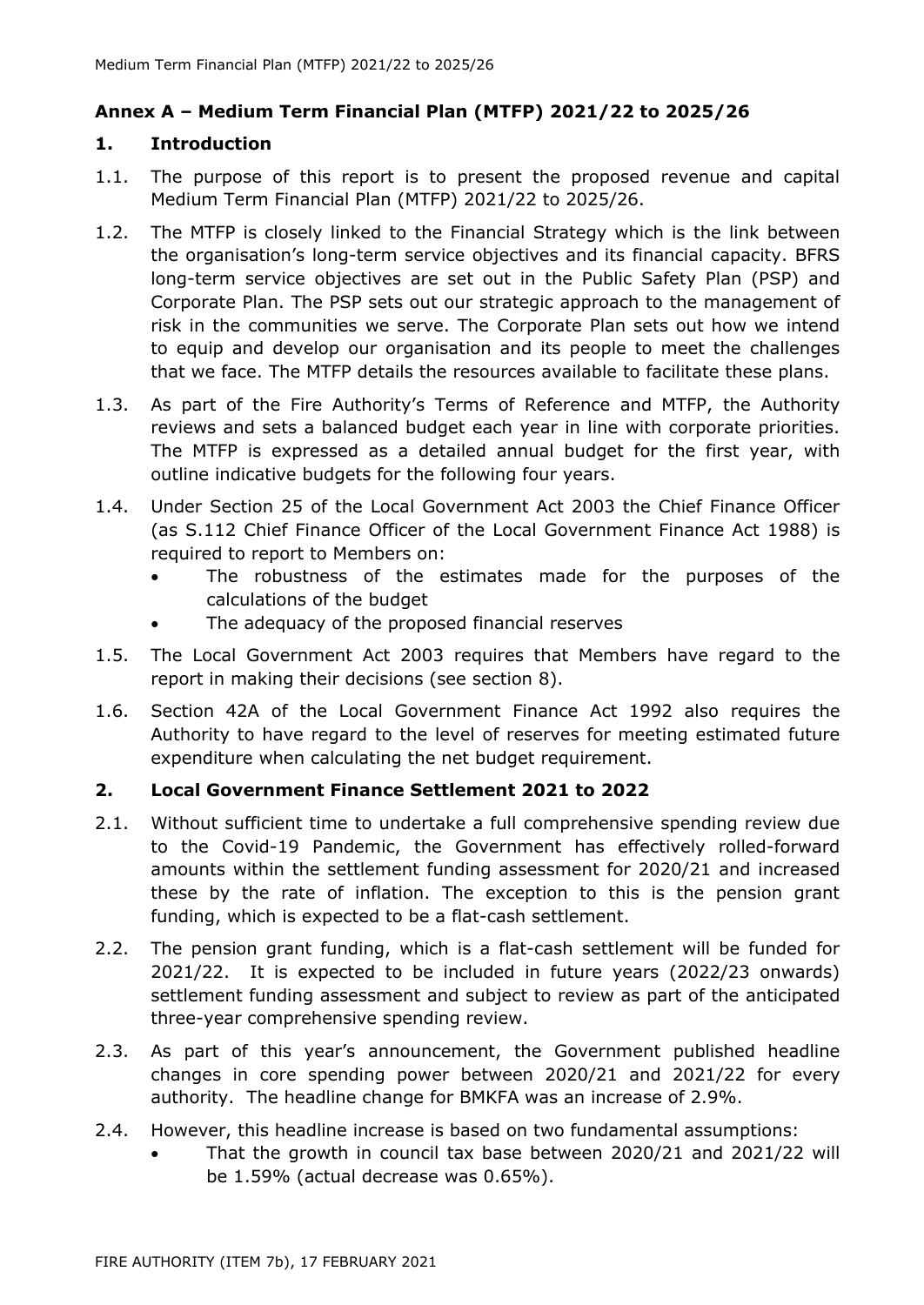## Annex A – Medium Term Financial Plan (MTFP) 2021/22 to 2025/26

### 1. Introduction

1.1. The purpose of this report is to present the proposed revenue and capital Medium Term Financial Plan (MTFP) 2021/22 to 2025/26.

1.2. The MTFP is closely linked to the Financial Strategy which is the link between the organisation's long-term service objectives and its financial capacity. BFRS long-term service objectives are set out in the Public Safety Plan (PSP) and Corporate Plan. The PSP sets out our strategic approach to the management of risk in the communities we serve. The Corporate Plan sets out how we intend to equip and develop our organisation and its people to meet the challenges that we face. The MTFP details the resources available to facilitate these plans.

1.3. As part of the Fire Authority's Terms of Reference and MTFP, the Authority reviews and sets a balanced budget each year in line with corporate priorities. The MTFP is expressed as a detailed annual budget for the first year, with outline indicative budgets for the following four years.

1.4. Under Section 25 of the Local Government Act 2003 the Chief Finance Officer (as S.112 Chief Finance Officer of the Local Government Finance Act 1988) is required to report to Members on:

- The robustness of the estimates made for the purposes of the calculations of the budget
- The adequacy of the proposed financial reserves

1.5. The Local Government Act 2003 requires that Members have regard to the report in making their decisions (see section 8).

1.6. Section 42A of the Local Government Finance Act 1992 also requires the Authority to have regard to the level of reserves for meeting estimated future expenditure when calculating the net budget requirement.

### 2. Local Government Finance Settlement 2021 to 2022

2.1. Without sufficient time to undertake a full comprehensive spending review due to the Covid-19 Pandemic, the Government has effectively rolled-forward amounts within the settlement funding assessment for 2020/21 and increased these by the rate of inflation. The exception to this is the pension grant funding, which is expected to be a flat-cash settlement.

2.2. The pension grant funding, which is a flat-cash settlement will be funded for 2021/22. It is expected to be included in future years (2022/23 onwards) settlement funding assessment and subject to review as part of the anticipated three-year comprehensive spending review.

2.3. As part of this year's announcement, the Government published headline changes in core spending power between 2020/21 and 2021/22 for every authority. The headline change for BMKFA was an increase of 2.9%.

2.4. However, this headline increase is based on two fundamental assumptions:

- That the growth in council tax base between 2020/21 and 2021/22 will be 1.59% (actual decrease was 0.65%).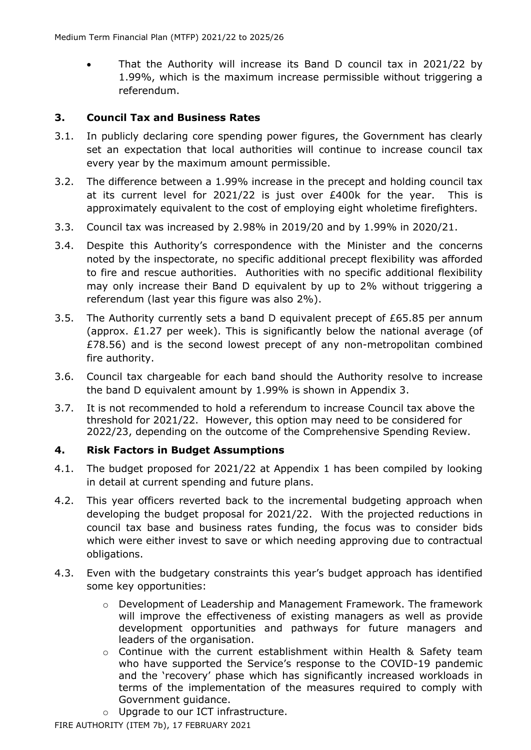- That the Authority will increase its Band D council tax in 2021/22 by 1.99%, which is the maximum increase permissible without triggering a referendum.

## 3. Council Tax and Business Rates

3.1. In publicly declaring core spending power figures, the Government has clearly set an expectation that local authorities will continue to increase council tax every year by the maximum amount permissible.

3.2. The difference between a 1.99% increase in the precept and holding council tax at its current level for 2021/22 is just over £400k for the year. This is approximately equivalent to the cost of employing eight wholetime firefighters.

3.3. Council tax was increased by 2.98% in 2019/20 and by 1.99% in 2020/21.

3.4. Despite this Authority's correspondence with the Minister and the concerns noted by the inspectorate, no specific additional precept flexibility was afforded to fire and rescue authorities. Authorities with no specific additional flexibility may only increase their Band D equivalent by up to 2% without triggering a referendum (last year this figure was also 2%).

3.5. The Authority currently sets a band D equivalent precept of £65.85 per annum (approx. £1.27 per week). This is significantly below the national average (of £78.56) and is the second lowest precept of any non-metropolitan combined fire authority.

3.6. Council tax chargeable for each band should the Authority resolve to increase the band D equivalent amount by 1.99% is shown in Appendix 3.

3.7. It is not recommended to hold a referendum to increase Council tax above the threshold for 2021/22. However, this option may need to be considered for 2022/23, depending on the outcome of the Comprehensive Spending Review.

## 4. Risk Factors in Budget Assumptions

4.1. The budget proposed for 2021/22 at Appendix 1 has been compiled by looking in detail at current spending and future plans.

4.2. This year officers reverted back to the incremental budgeting approach when developing the budget proposal for 2021/22. With the projected reductions in council tax base and business rates funding, the focus was to consider bids which were either invest to save or which needing approving due to contractual obligations.

4.3. Even with the budgetary constraints this year's budget approach has identified some key opportunities:

   - Development of Leadership and Management Framework. The framework will improve the effectiveness of existing managers as well as provide development opportunities and pathways for future managers and leaders of the organisation.
   - Continue with the current establishment within Health & Safety team who have supported the Service's response to the COVID-19 pandemic and the 'recovery' phase which has significantly increased workloads in terms of the implementation of the measures required to comply with Government guidance.
   - Upgrade to our ICT infrastructure.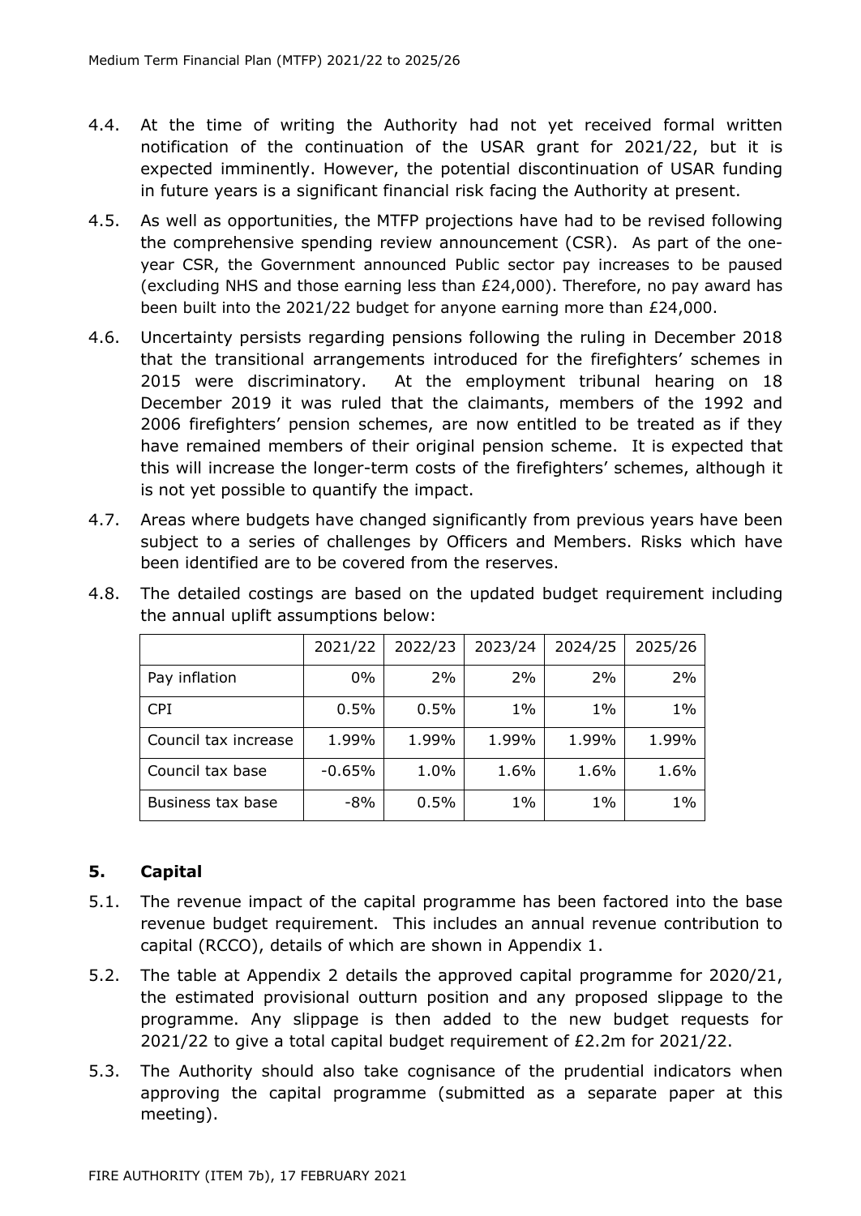4.4. At the time of writing the Authority had not yet received formal written notification of the continuation of the USAR grant for 2021/22, but it is expected imminently. However, the potential discontinuation of USAR funding in future years is a significant financial risk facing the Authority at present.

4.5. As well as opportunities, the MTFP projections have had to be revised following the comprehensive spending review announcement (CSR). As part of the one-year CSR, the Government announced Public sector pay increases to be paused (excluding NHS and those earning less than £24,000). Therefore, no pay award has been built into the 2021/22 budget for anyone earning more than £24,000.

4.6. Uncertainty persists regarding pensions following the ruling in December 2018 that the transitional arrangements introduced for the firefighters' schemes in 2015 were discriminatory. At the employment tribunal hearing on 18 December 2019 it was ruled that the claimants, members of the 1992 and 2006 firefighters' pension schemes, are now entitled to be treated as if they have remained members of their original pension scheme. It is expected that this will increase the longer-term costs of the firefighters' schemes, although it is not yet possible to quantify the impact.

4.7. Areas where budgets have changed significantly from previous years have been subject to a series of challenges by Officers and Members. Risks which have been identified are to be covered from the reserves.

4.8. The detailed costings are based on the updated budget requirement including the annual uplift assumptions below:

| | 2021/22 | 2022/23 | 2023/24 | 2024/25 | 2025/26 |
|---|---|---|---|---|---|
| Pay inflation | 0% | 2% | 2% | 2% | 2% |
| CPI | 0.5% | 0.5% | 1% | 1% | 1% |
| Council tax increase | 1.99% | 1.99% | 1.99% | 1.99% | 1.99% |
| Council tax base | -0.65% | 1.0% | 1.6% | 1.6% | 1.6% |
| Business tax base | -8% | 0.5% | 1% | 1% | 1% |

## 5. Capital

5.1. The revenue impact of the capital programme has been factored into the base revenue budget requirement. This includes an annual revenue contribution to capital (RCCO), details of which are shown in Appendix 1.

5.2. The table at Appendix 2 details the approved capital programme for 2020/21, the estimated provisional outturn position and any proposed slippage to the programme. Any slippage is then added to the new budget requests for 2021/22 to give a total capital budget requirement of £2.2m for 2021/22.

5.3. The Authority should also take cognisance of the prudential indicators when approving the capital programme (submitted as a separate paper at this meeting).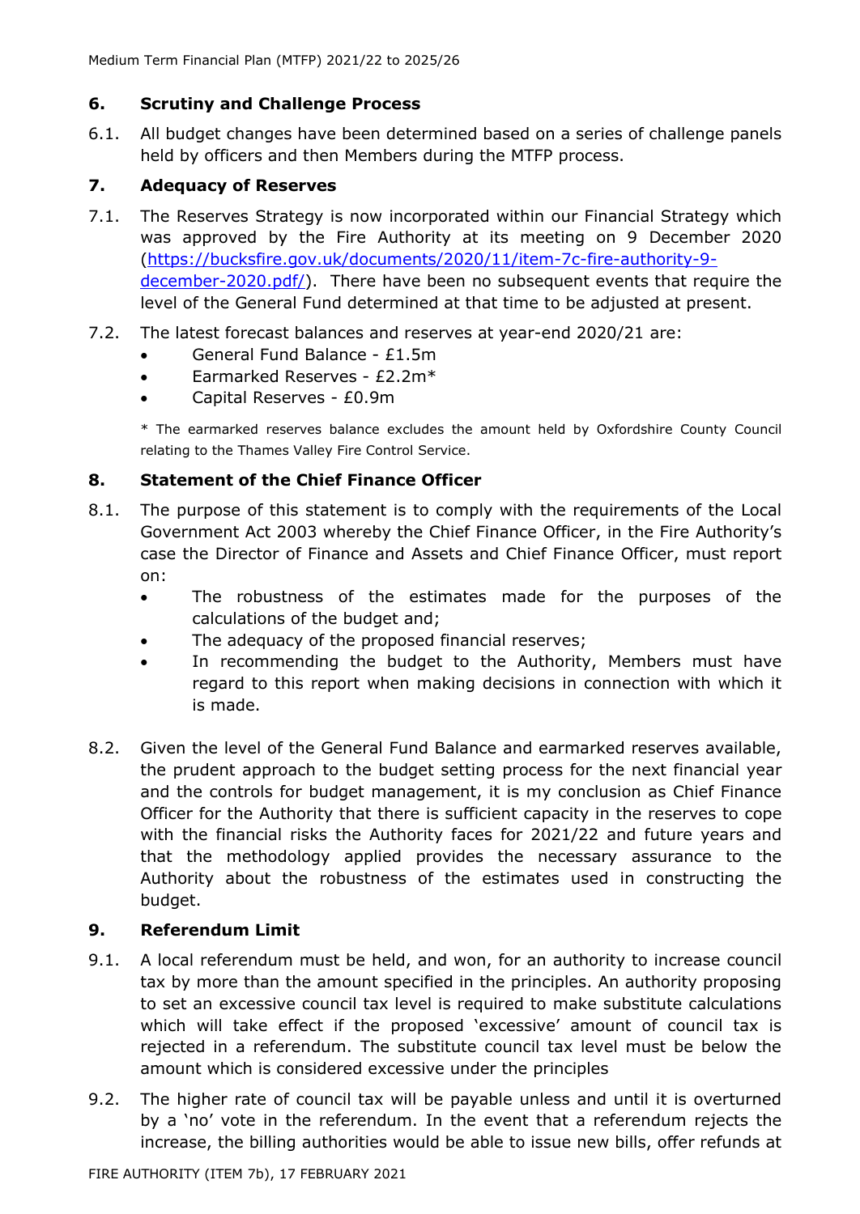## 6. Scrutiny and Challenge Process

6.1. All budget changes have been determined based on a series of challenge panels held by officers and then Members during the MTFP process.

## 7. Adequacy of Reserves

7.1. The Reserves Strategy is now incorporated within our Financial Strategy which was approved by the Fire Authority at its meeting on 9 December 2020 (https://bucksfire.gov.uk/documents/2020/11/item-7c-fire-authority-9-december-2020.pdf/). There have been no subsequent events that require the level of the General Fund determined at that time to be adjusted at present.

7.2. The latest forecast balances and reserves at year-end 2020/21 are:

- General Fund Balance - £1.5m
- Earmarked Reserves - £2.2m*
- Capital Reserves - £0.9m

\* The earmarked reserves balance excludes the amount held by Oxfordshire County Council relating to the Thames Valley Fire Control Service.

## 8. Statement of the Chief Finance Officer

8.1. The purpose of this statement is to comply with the requirements of the Local Government Act 2003 whereby the Chief Finance Officer, in the Fire Authority's case the Director of Finance and Assets and Chief Finance Officer, must report on:

- The robustness of the estimates made for the purposes of the calculations of the budget and;
- The adequacy of the proposed financial reserves;
- In recommending the budget to the Authority, Members must have regard to this report when making decisions in connection with which it is made.

8.2. Given the level of the General Fund Balance and earmarked reserves available, the prudent approach to the budget setting process for the next financial year and the controls for budget management, it is my conclusion as Chief Finance Officer for the Authority that there is sufficient capacity in the reserves to cope with the financial risks the Authority faces for 2021/22 and future years and that the methodology applied provides the necessary assurance to the Authority about the robustness of the estimates used in constructing the budget.

## 9. Referendum Limit

9.1. A local referendum must be held, and won, for an authority to increase council tax by more than the amount specified in the principles. An authority proposing to set an excessive council tax level is required to make substitute calculations which will take effect if the proposed 'excessive' amount of council tax is rejected in a referendum. The substitute council tax level must be below the amount which is considered excessive under the principles

9.2. The higher rate of council tax will be payable unless and until it is overturned by a 'no' vote in the referendum. In the event that a referendum rejects the increase, the billing authorities would be able to issue new bills, offer refunds at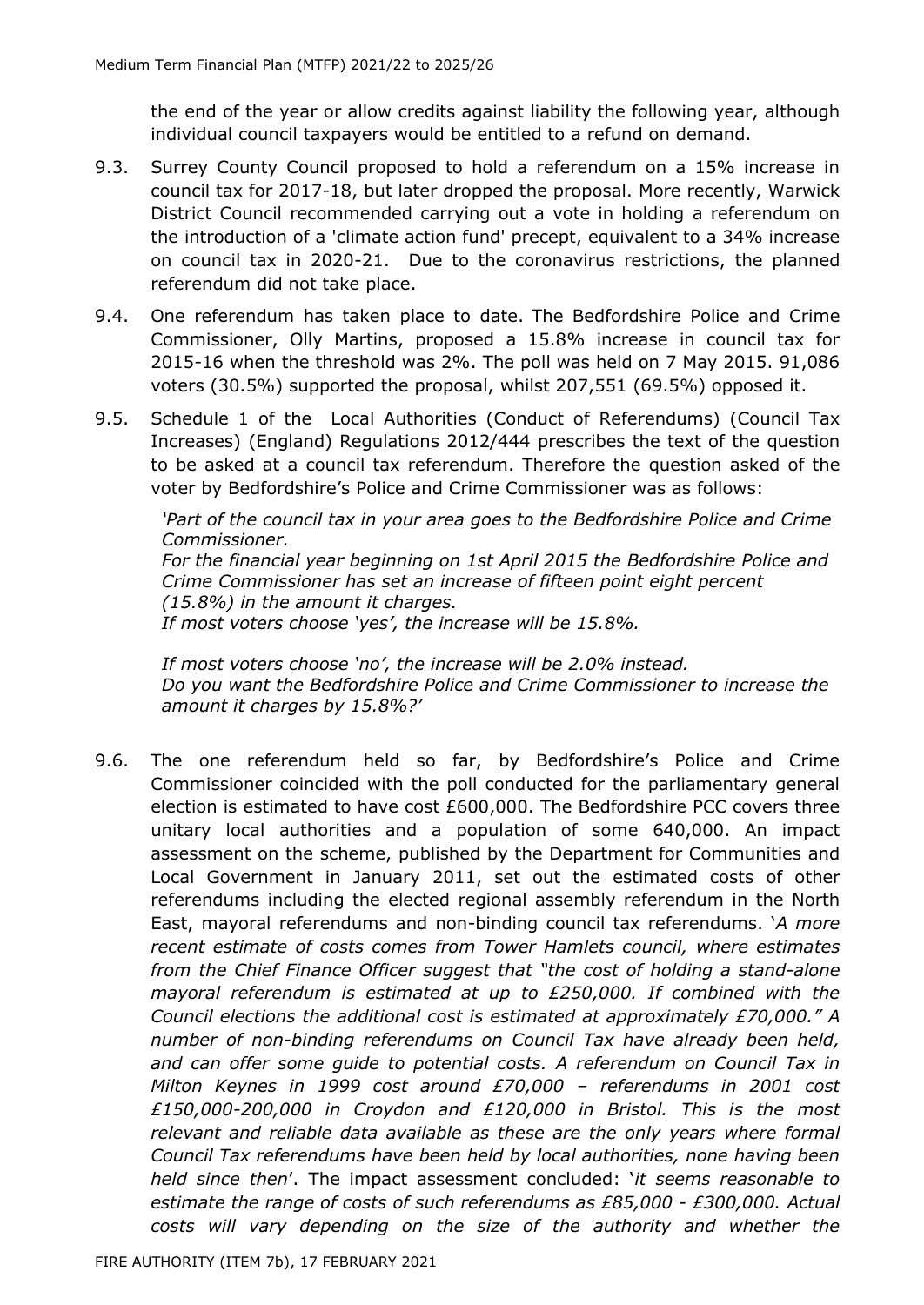the end of the year or allow credits against liability the following year, although individual council taxpayers would be entitled to a refund on demand.

9.3. Surrey County Council proposed to hold a referendum on a 15% increase in council tax for 2017-18, but later dropped the proposal. More recently, Warwick District Council recommended carrying out a vote in holding a referendum on the introduction of a 'climate action fund' precept, equivalent to a 34% increase on council tax in 2020-21. Due to the coronavirus restrictions, the planned referendum did not take place.

9.4. One referendum has taken place to date. The Bedfordshire Police and Crime Commissioner, Olly Martins, proposed a 15.8% increase in council tax for 2015-16 when the threshold was 2%. The poll was held on 7 May 2015. 91,086 voters (30.5%) supported the proposal, whilst 207,551 (69.5%) opposed it.

9.5. Schedule 1 of the Local Authorities (Conduct of Referendums) (Council Tax Increases) (England) Regulations 2012/444 prescribes the text of the question to be asked at a council tax referendum. Therefore the question asked of the voter by Bedfordshire's Police and Crime Commissioner was as follows:

> *'Part of the council tax in your area goes to the Bedfordshire Police and Crime Commissioner.*
> *For the financial year beginning on 1st April 2015 the Bedfordshire Police and Crime Commissioner has set an increase of fifteen point eight percent (15.8%) in the amount it charges.*
> *If most voters choose 'yes', the increase will be 15.8%.*
>
> *If most voters choose 'no', the increase will be 2.0% instead.*
> *Do you want the Bedfordshire Police and Crime Commissioner to increase the amount it charges by 15.8%?'*

9.6. The one referendum held so far, by Bedfordshire's Police and Crime Commissioner coincided with the poll conducted for the parliamentary general election is estimated to have cost £600,000. The Bedfordshire PCC covers three unitary local authorities and a population of some 640,000. An impact assessment on the scheme, published by the Department for Communities and Local Government in January 2011, set out the estimated costs of other referendums including the elected regional assembly referendum in the North East, mayoral referendums and non-binding council tax referendums. '*A more recent estimate of costs comes from Tower Hamlets council, where estimates from the Chief Finance Officer suggest that "the cost of holding a stand-alone mayoral referendum is estimated at up to £250,000. If combined with the Council elections the additional cost is estimated at approximately £70,000." A number of non-binding referendums on Council Tax have already been held, and can offer some guide to potential costs. A referendum on Council Tax in Milton Keynes in 1999 cost around £70,000 – referendums in 2001 cost £150,000-200,000 in Croydon and £120,000 in Bristol. This is the most relevant and reliable data available as these are the only years where formal Council Tax referendums have been held by local authorities, none having been held since then*'. The impact assessment concluded: '*it seems reasonable to estimate the range of costs of such referendums as £85,000 - £300,000. Actual costs will vary depending on the size of the authority and whether the*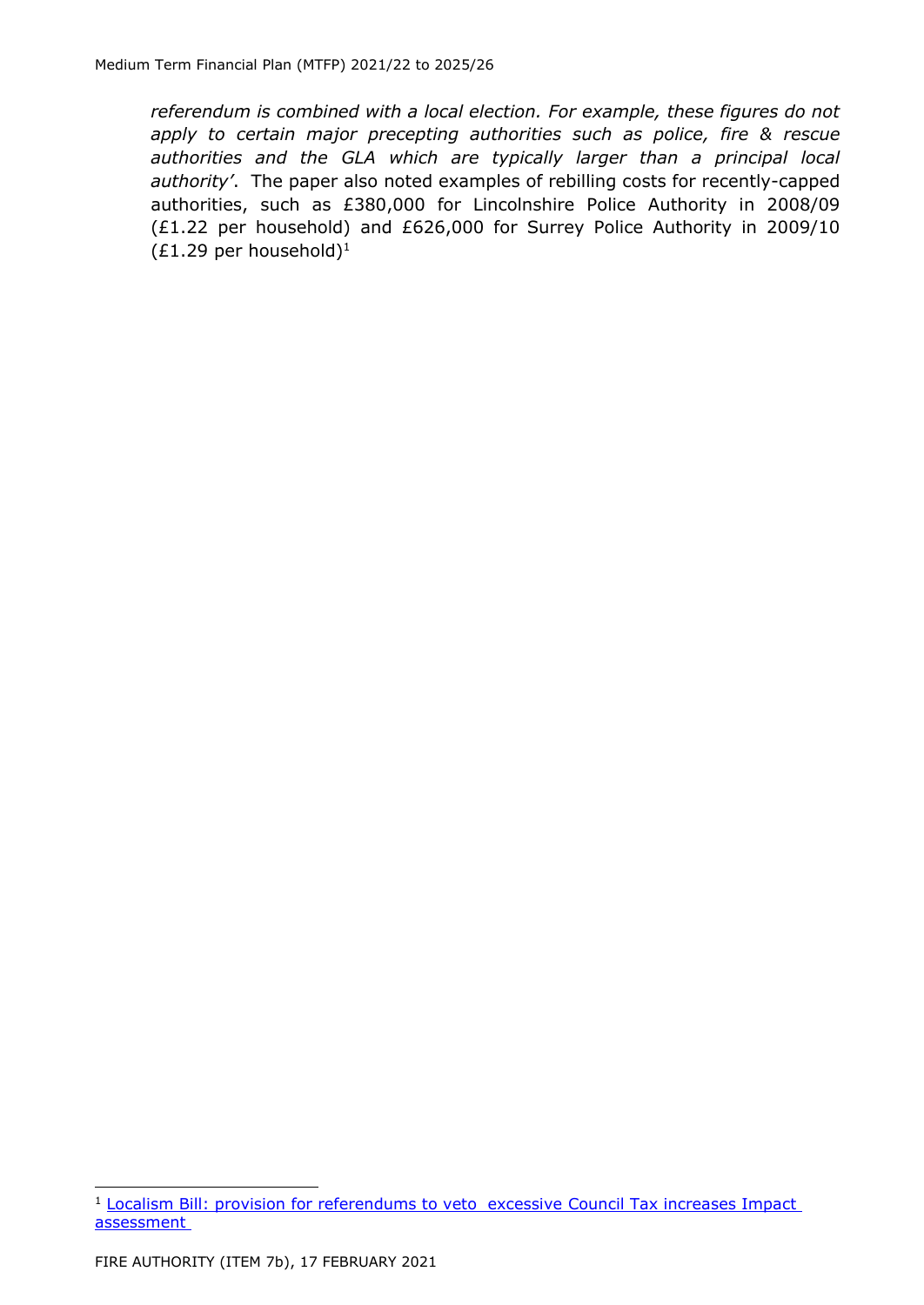*referendum is combined with a local election. For example, these figures do not apply to certain major precepting authorities such as police, fire & rescue authorities and the GLA which are typically larger than a principal local authority'*. The paper also noted examples of rebilling costs for recently-capped authorities, such as £380,000 for Lincolnshire Police Authority in 2008/09 (£1.22 per household) and £626,000 for Surrey Police Authority in 2009/10 (£1.29 per household)[1]

---

[1] Localism Bill: provision for referendums to veto excessive Council Tax increases Impact assessment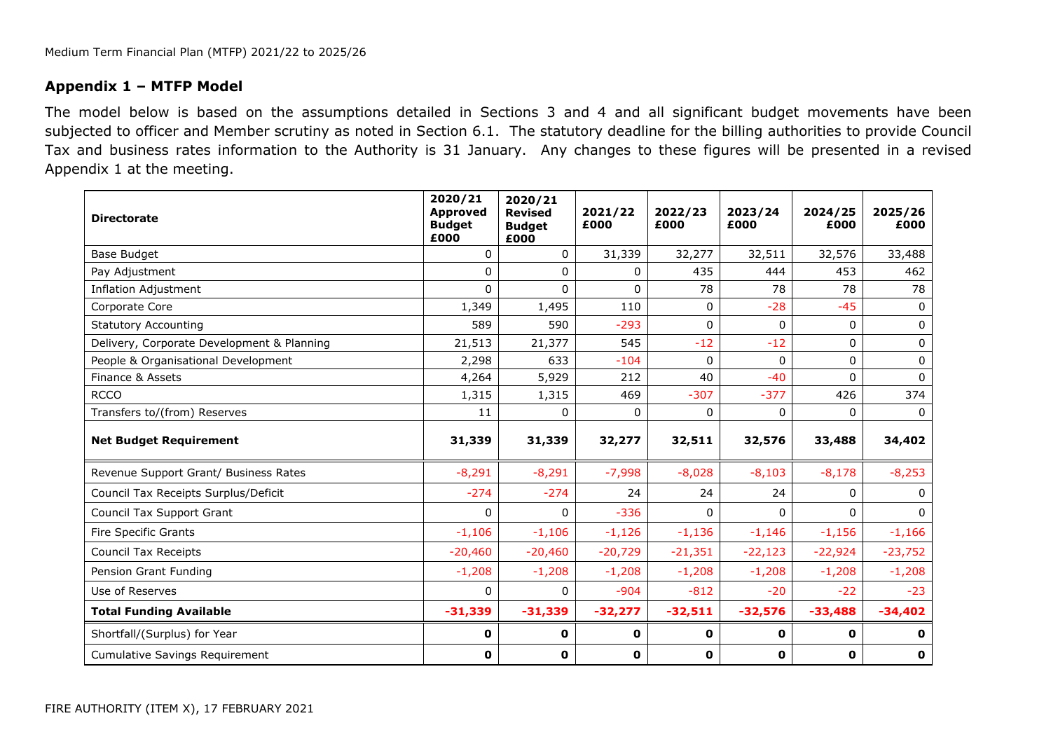## Appendix 1 – MTFP Model

The model below is based on the assumptions detailed in Sections 3 and 4 and all significant budget movements have been subjected to officer and Member scrutiny as noted in Section 6.1. The statutory deadline for the billing authorities to provide Council Tax and business rates information to the Authority is 31 January. Any changes to these figures will be presented in a revised Appendix 1 at the meeting.

| **Directorate** | **2020/21 Approved Budget £000** | **2020/21 Revised Budget £000** | **2021/22 £000** | **2022/23 £000** | **2023/24 £000** | **2024/25 £000** | **2025/26 £000** |
|---|---|---|---|---|---|---|---|
| Base Budget | 0 | 0 | 31,339 | 32,277 | 32,511 | 32,576 | 33,488 |
| Pay Adjustment | 0 | 0 | 0 | 435 | 444 | 453 | 462 |
| Inflation Adjustment | 0 | 0 | 0 | 78 | 78 | 78 | 78 |
| Corporate Core | 1,349 | 1,495 | 110 | 0 | -28 | -45 | 0 |
| Statutory Accounting | 589 | 590 | -293 | 0 | 0 | 0 | 0 |
| Delivery, Corporate Development & Planning | 21,513 | 21,377 | 545 | -12 | -12 | 0 | 0 |
| People & Organisational Development | 2,298 | 633 | -104 | 0 | 0 | 0 | 0 |
| Finance & Assets | 4,264 | 5,929 | 212 | 40 | -40 | 0 | 0 |
| RCCO | 1,315 | 1,315 | 469 | -307 | -377 | 426 | 374 |
| Transfers to/(from) Reserves | 11 | 0 | 0 | 0 | 0 | 0 | 0 |
| **Net Budget Requirement** | **31,339** | **31,339** | **32,277** | **32,511** | **32,576** | **33,488** | **34,402** |
| Revenue Support Grant/ Business Rates | -8,291 | -8,291 | -7,998 | -8,028 | -8,103 | -8,178 | -8,253 |
| Council Tax Receipts Surplus/Deficit | -274 | -274 | 24 | 24 | 24 | 0 | 0 |
| Council Tax Support Grant | 0 | 0 | -336 | 0 | 0 | 0 | 0 |
| Fire Specific Grants | -1,106 | -1,106 | -1,126 | -1,136 | -1,146 | -1,156 | -1,166 |
| Council Tax Receipts | -20,460 | -20,460 | -20,729 | -21,351 | -22,123 | -22,924 | -23,752 |
| Pension Grant Funding | -1,208 | -1,208 | -1,208 | -1,208 | -1,208 | -1,208 | -1,208 |
| Use of Reserves | 0 | 0 | -904 | -812 | -20 | -22 | -23 |
| **Total Funding Available** | **-31,339** | **-31,339** | **-32,277** | **-32,511** | **-32,576** | **-33,488** | **-34,402** |
| Shortfall/(Surplus) for Year | **0** | **0** | **0** | **0** | **0** | **0** | **0** |
| Cumulative Savings Requirement | **0** | **0** | **0** | **0** | **0** | **0** | **0** |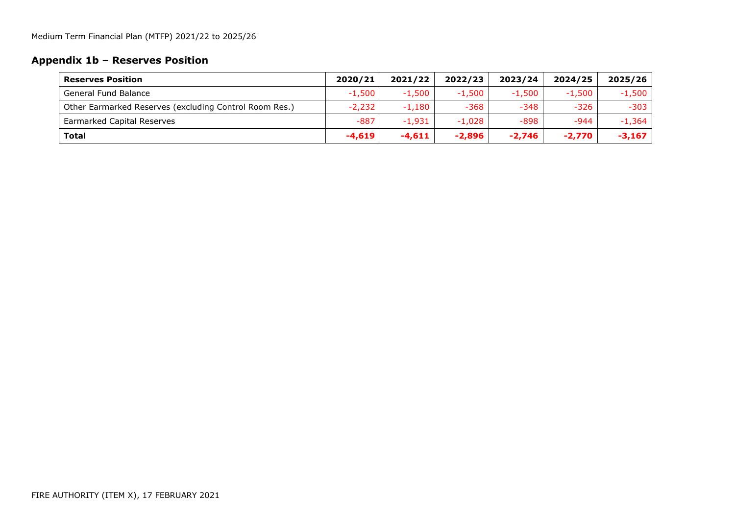Medium Term Financial Plan (MTFP) 2021/22 to 2025/26

## Appendix 1b – Reserves Position

| **Reserves Position** | **2020/21** | **2021/22** | **2022/23** | **2023/24** | **2024/25** | **2025/26** |
|---|---|---|---|---|---|---|
| General Fund Balance | -1,500 | -1,500 | -1,500 | -1,500 | -1,500 | -1,500 |
| Other Earmarked Reserves (excluding Control Room Res.) | -2,232 | -1,180 | -368 | -348 | -326 | -303 |
| Earmarked Capital Reserves | -887 | -1,931 | -1,028 | -898 | -944 | -1,364 |
| **Total** | **-4,619** | **-4,611** | **-2,896** | **-2,746** | **-2,770** | **-3,167** |

FIRE AUTHORITY (ITEM X), 17 FEBRUARY 2021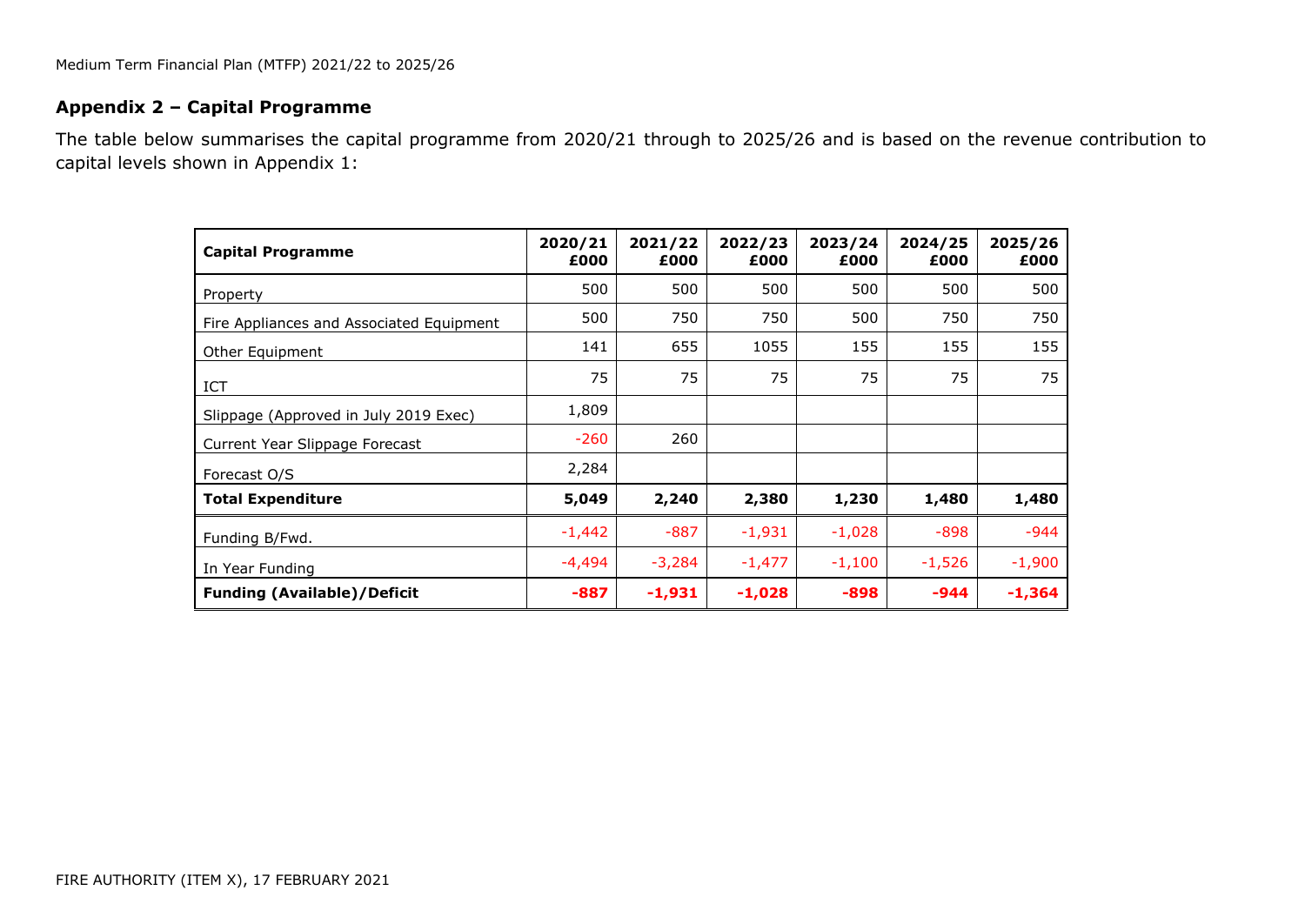## Appendix 2 – Capital Programme

The table below summarises the capital programme from 2020/21 through to 2025/26 and is based on the revenue contribution to capital levels shown in Appendix 1:

| **Capital Programme** | **2020/21 £000** | **2021/22 £000** | **2022/23 £000** | **2023/24 £000** | **2024/25 £000** | **2025/26 £000** |
|---|---|---|---|---|---|---|
| Property | 500 | 500 | 500 | 500 | 500 | 500 |
| Fire Appliances and Associated Equipment | 500 | 750 | 750 | 500 | 750 | 750 |
| Other Equipment | 141 | 655 | 1055 | 155 | 155 | 155 |
| ICT | 75 | 75 | 75 | 75 | 75 | 75 |
| Slippage (Approved in July 2019 Exec) | 1,809 | | | | | |
| Current Year Slippage Forecast | -260 | 260 | | | | |
| Forecast O/S | 2,284 | | | | | |
| **Total Expenditure** | **5,049** | **2,240** | **2,380** | **1,230** | **1,480** | **1,480** |
| Funding B/Fwd. | -1,442 | -887 | -1,931 | -1,028 | -898 | -944 |
| In Year Funding | -4,494 | -3,284 | -1,477 | -1,100 | -1,526 | -1,900 |
| **Funding (Available)/Deficit** | **-887** | **-1,931** | **-1,028** | **-898** | **-944** | **-1,364** |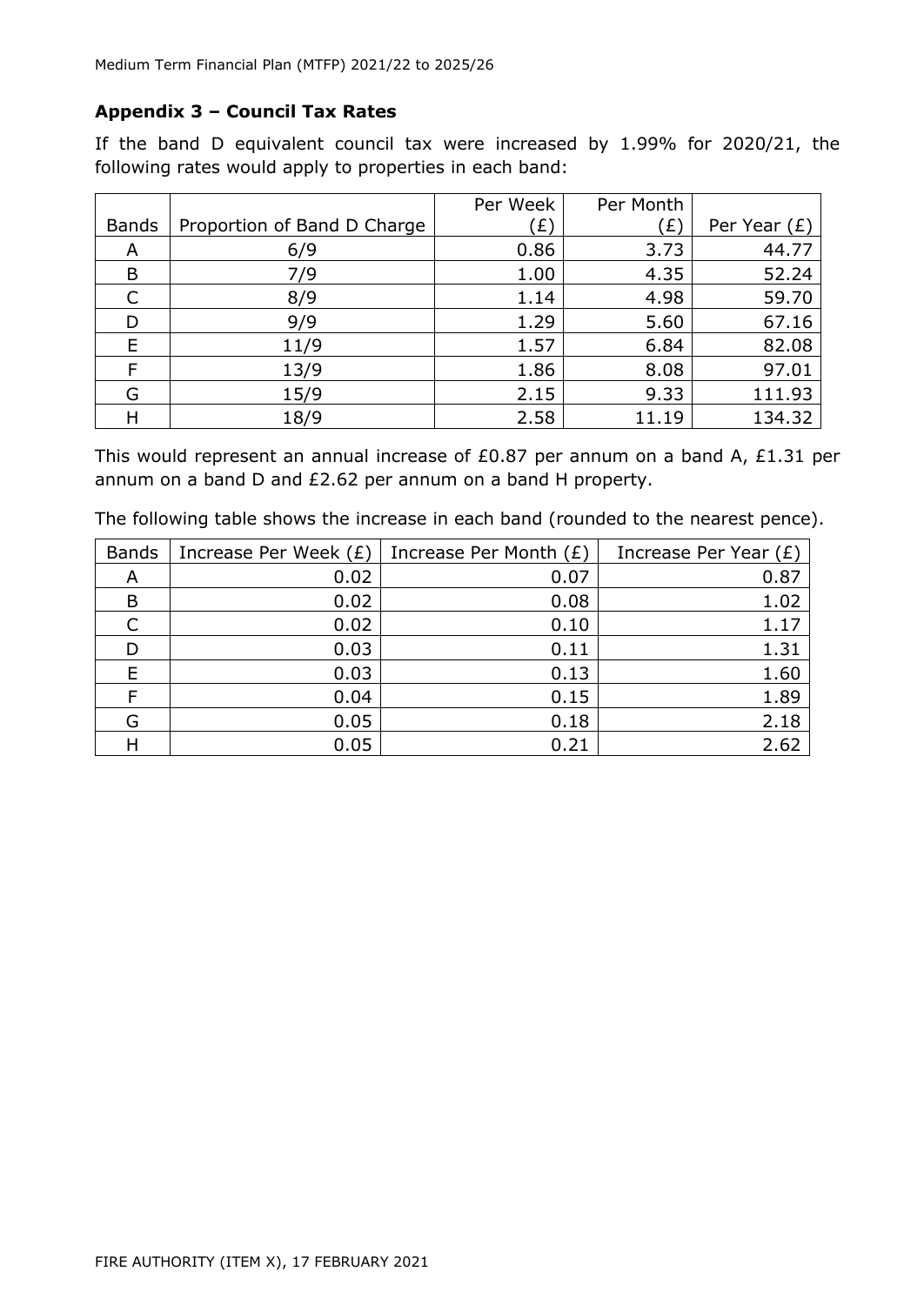## Appendix 3 – Council Tax Rates

If the band D equivalent council tax were increased by 1.99% for 2020/21, the following rates would apply to properties in each band:

| Bands | Proportion of Band D Charge | Per Week (£) | Per Month (£) | Per Year (£) |
|---|---|---|---|---|
| A | 6/9 | 0.86 | 3.73 | 44.77 |
| B | 7/9 | 1.00 | 4.35 | 52.24 |
| C | 8/9 | 1.14 | 4.98 | 59.70 |
| D | 9/9 | 1.29 | 5.60 | 67.16 |
| E | 11/9 | 1.57 | 6.84 | 82.08 |
| F | 13/9 | 1.86 | 8.08 | 97.01 |
| G | 15/9 | 2.15 | 9.33 | 111.93 |
| H | 18/9 | 2.58 | 11.19 | 134.32 |

This would represent an annual increase of £0.87 per annum on a band A, £1.31 per annum on a band D and £2.62 per annum on a band H property.

The following table shows the increase in each band (rounded to the nearest pence).

| Bands | Increase Per Week (£) | Increase Per Month (£) | Increase Per Year (£) |
|---|---|---|---|
| A | 0.02 | 0.07 | 0.87 |
| B | 0.02 | 0.08 | 1.02 |
| C | 0.02 | 0.10 | 1.17 |
| D | 0.03 | 0.11 | 1.31 |
| E | 0.03 | 0.13 | 1.60 |
| F | 0.04 | 0.15 | 1.89 |
| G | 0.05 | 0.18 | 2.18 |
| H | 0.05 | 0.21 | 2.62 |